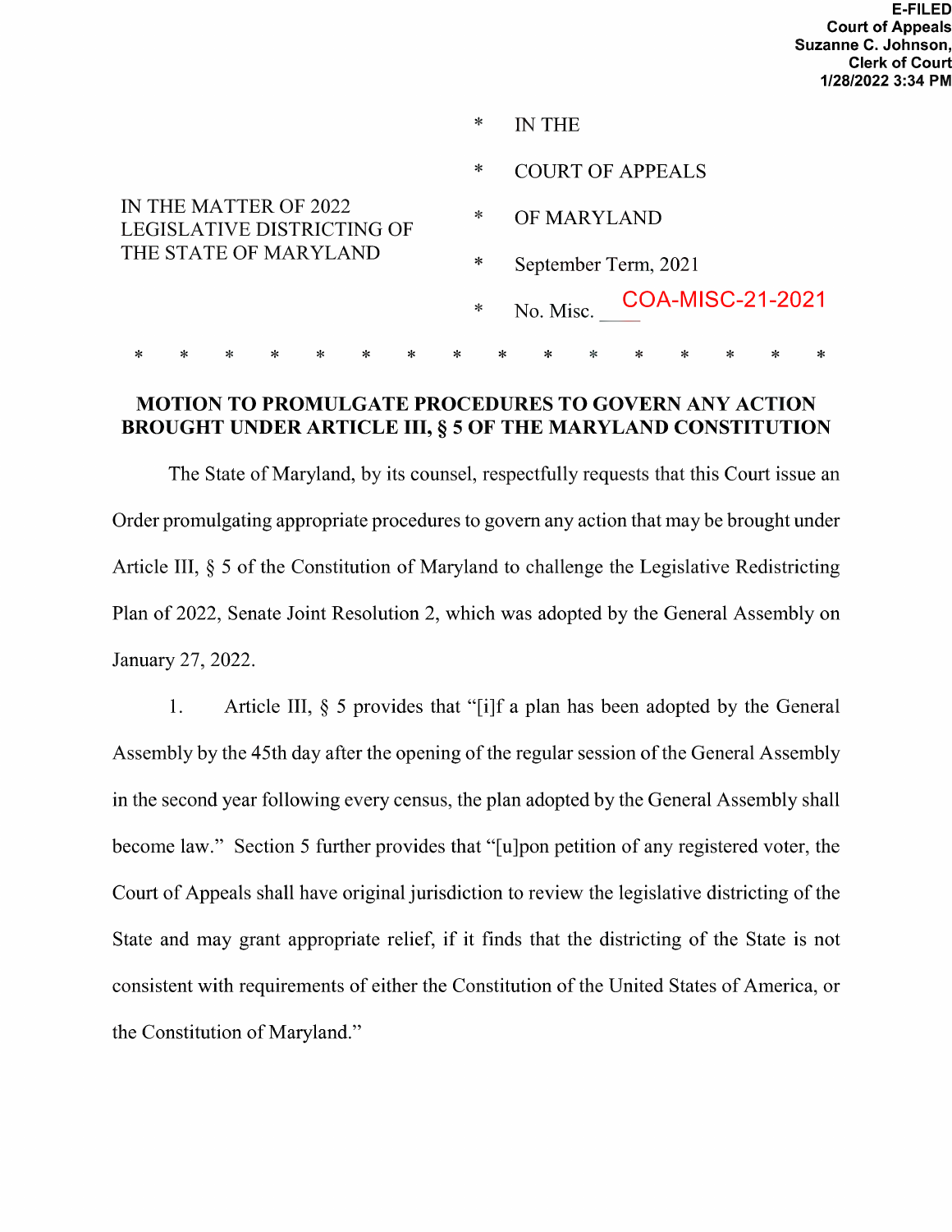E-FILED
Court of Appeals
Suzanne C. Johnson,
Clerk of Court
1/28/2022 3:34 PM

| IN THE MATTER OF 2022 LEGISLATIVE DISTRICTING OF THE STATE OF MARYLAND | * IN THE |
| --- | --- |
| | * COURT OF APPEALS |
| | * OF MARYLAND |
| | * September Term, 2021 |
| | * No. Misc. COA-MISC-21-2021 |

\* \* \* \* \* \* \* \* \* \* \* \* \* \* \* \*

**MOTION TO PROMULGATE PROCEDURES TO GOVERN ANY ACTION BROUGHT UNDER ARTICLE III, § 5 OF THE MARYLAND CONSTITUTION**

The State of Maryland, by its counsel, respectfully requests that this Court issue an Order promulgating appropriate procedures to govern any action that may be brought under Article III, § 5 of the Constitution of Maryland to challenge the Legislative Redistricting Plan of 2022, Senate Joint Resolution 2, which was adopted by the General Assembly on January 27, 2022.

1. Article III, § 5 provides that "[i]f a plan has been adopted by the General Assembly by the 45th day after the opening of the regular session of the General Assembly in the second year following every census, the plan adopted by the General Assembly shall become law." Section 5 further provides that "[u]pon petition of any registered voter, the Court of Appeals shall have original jurisdiction to review the legislative districting of the State and may grant appropriate relief, if it finds that the districting of the State is not consistent with requirements of either the Constitution of the United States of America, or the Constitution of Maryland."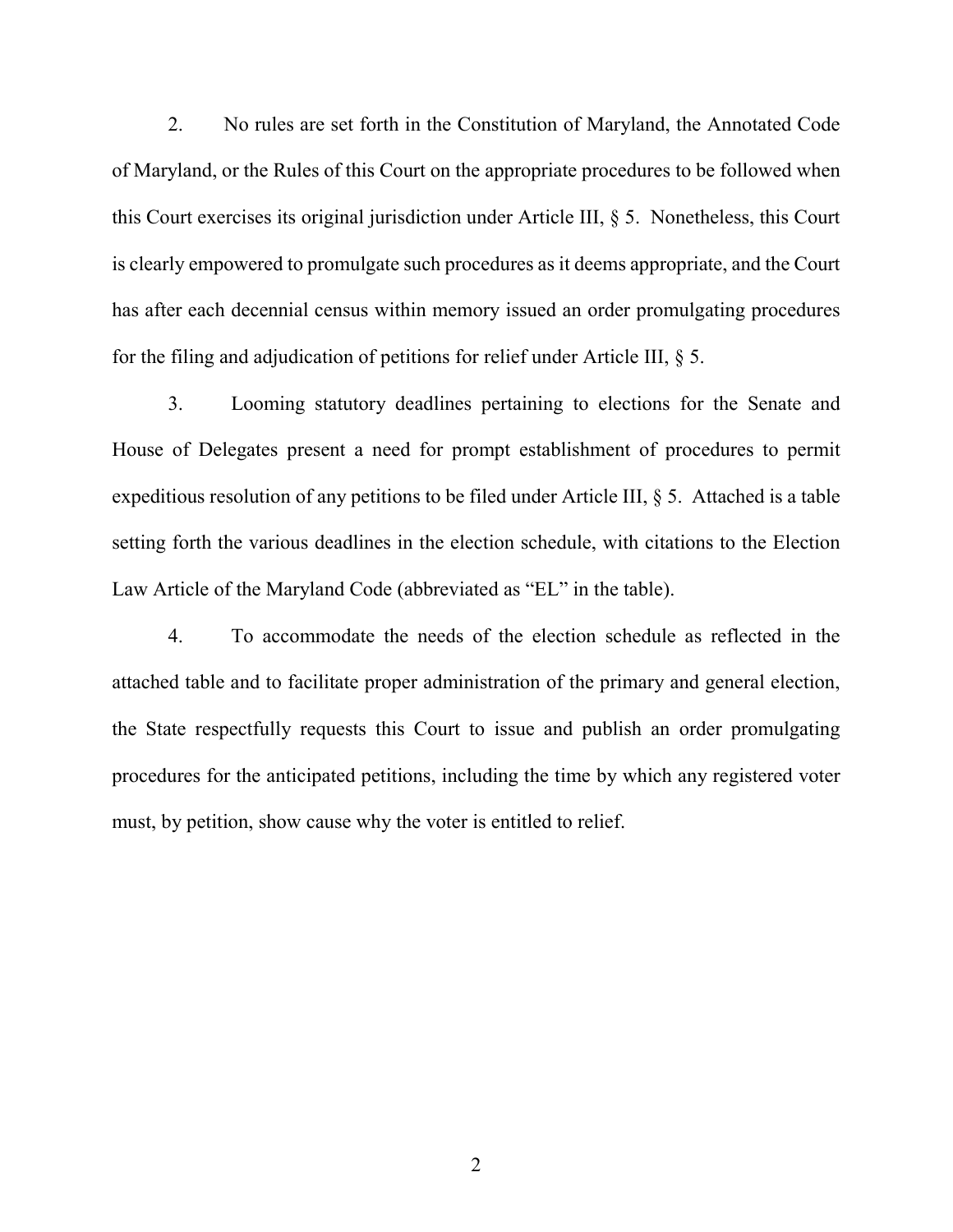2. No rules are set forth in the Constitution of Maryland, the Annotated Code of Maryland, or the Rules of this Court on the appropriate procedures to be followed when this Court exercises its original jurisdiction under Article III, § 5. Nonetheless, this Court is clearly empowered to promulgate such procedures as it deems appropriate, and the Court has after each decennial census within memory issued an order promulgating procedures for the filing and adjudication of petitions for relief under Article III, § 5.

3. Looming statutory deadlines pertaining to elections for the Senate and House of Delegates present a need for prompt establishment of procedures to permit expeditious resolution of any petitions to be filed under Article III, § 5. Attached is a table setting forth the various deadlines in the election schedule, with citations to the Election Law Article of the Maryland Code (abbreviated as "EL" in the table).

4. To accommodate the needs of the election schedule as reflected in the attached table and to facilitate proper administration of the primary and general election, the State respectfully requests this Court to issue and publish an order promulgating procedures for the anticipated petitions, including the time by which any registered voter must, by petition, show cause why the voter is entitled to relief.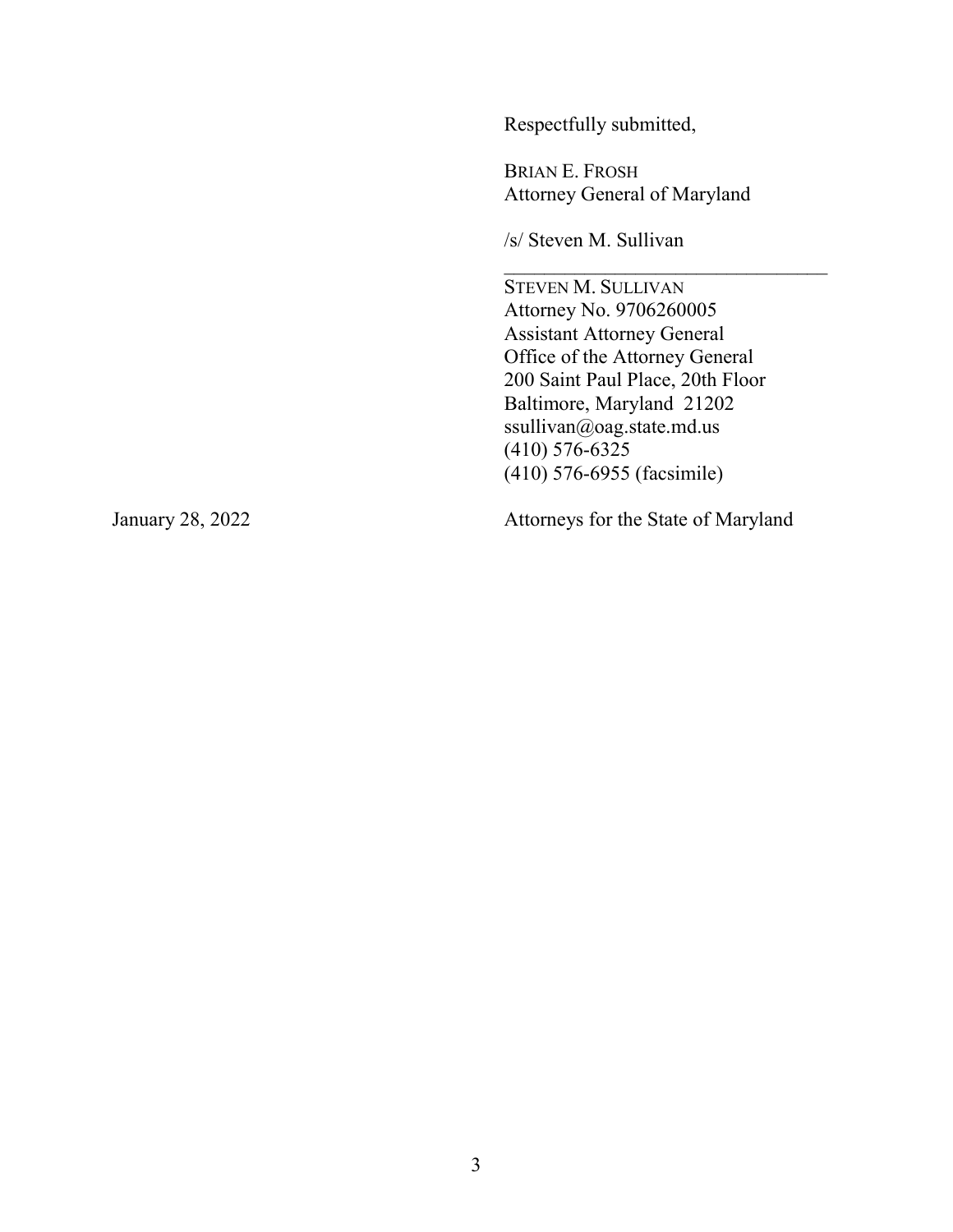Respectfully submitted,

BRIAN E. FROSH
Attorney General of Maryland

/s/ Steven M. Sullivan
___________________________________

STEVEN M. SULLIVAN
Attorney No. 9706260005
Assistant Attorney General
Office of the Attorney General
200 Saint Paul Place, 20th Floor
Baltimore, Maryland 21202
ssullivan@oag.state.md.us
(410) 576-6325
(410) 576-6955 (facsimile)

January 28, 2022

Attorneys for the State of Maryland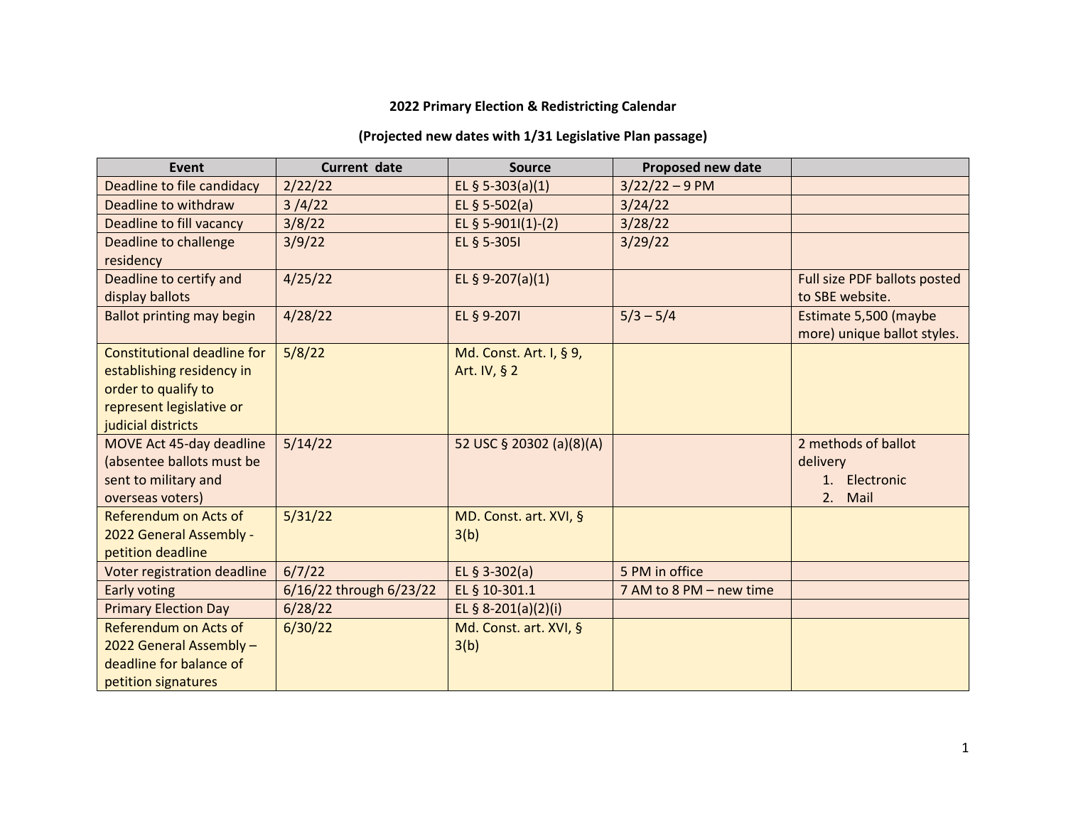**2022 Primary Election & Redistricting Calendar**

**(Projected new dates with 1/31 Legislative Plan passage)**

| Event | Current date | Source | Proposed new date | |
|---|---|---|---|---|
| Deadline to file candidacy | 2/22/22 | EL § 5-303(a)(1) | 3/22/22 – 9 PM | |
| Deadline to withdraw | 3 /4/22 | EL § 5-502(a) | 3/24/22 | |
| Deadline to fill vacancy | 3/8/22 | EL § 5-901I(1)-(2) | 3/28/22 | |
| Deadline to challenge residency | 3/9/22 | EL § 5-305I | 3/29/22 | |
| Deadline to certify and display ballots | 4/25/22 | EL § 9-207(a)(1) | | Full size PDF ballots posted to SBE website. |
| Ballot printing may begin | 4/28/22 | EL § 9-207I | 5/3 – 5/4 | Estimate 5,500 (maybe more) unique ballot styles. |
| Constitutional deadline for establishing residency in order to qualify to represent legislative or judicial districts | 5/8/22 | Md. Const. Art. I, § 9, Art. IV, § 2 | | |
| MOVE Act 45-day deadline (absentee ballots must be sent to military and overseas voters) | 5/14/22 | 52 USC § 20302 (a)(8)(A) | | 2 methods of ballot delivery 1. Electronic 2. Mail |
| Referendum on Acts of 2022 General Assembly - petition deadline | 5/31/22 | MD. Const. art. XVI, § 3(b) | | |
| Voter registration deadline | 6/7/22 | EL § 3-302(a) | 5 PM in office | |
| Early voting | 6/16/22 through 6/23/22 | EL § 10-301.1 | 7 AM to 8 PM – new time | |
| Primary Election Day | 6/28/22 | EL § 8-201(a)(2)(i) | | |
| Referendum on Acts of 2022 General Assembly – deadline for balance of petition signatures | 6/30/22 | Md. Const. art. XVI, § 3(b) | | |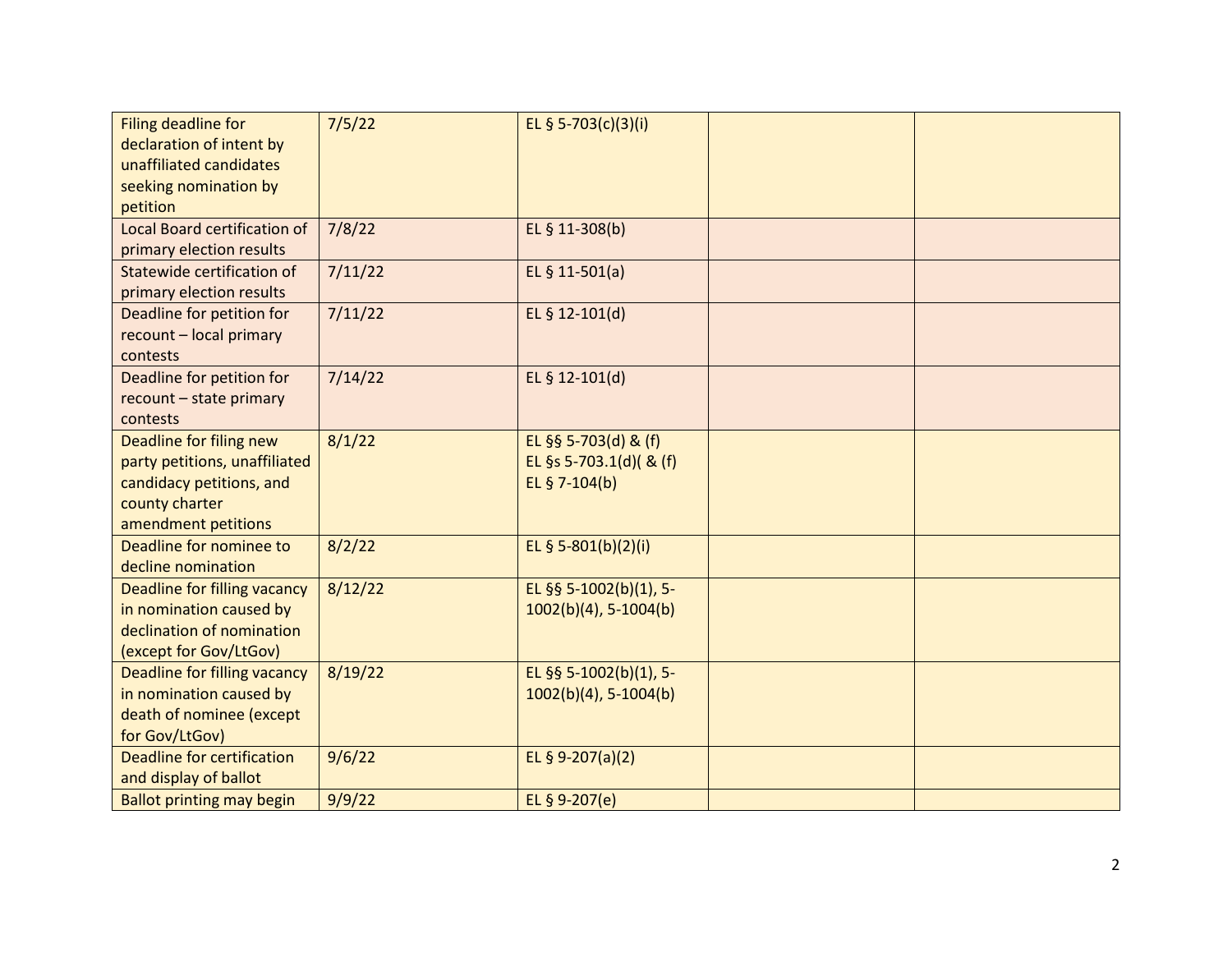| | | | | |
|---|---|---|---|---|
| Filing deadline for declaration of intent by unaffiliated candidates seeking nomination by petition | 7/5/22 | EL § 5-703(c)(3)(i) | | |
| Local Board certification of primary election results | 7/8/22 | EL § 11-308(b) | | |
| Statewide certification of primary election results | 7/11/22 | EL § 11-501(a) | | |
| Deadline for petition for recount – local primary contests | 7/11/22 | EL § 12-101(d) | | |
| Deadline for petition for recount – state primary contests | 7/14/22 | EL § 12-101(d) | | |
| Deadline for filing new party petitions, unaffiliated candidacy petitions, and county charter amendment petitions | 8/1/22 | EL §§ 5-703(d) & (f)<br>EL §s 5-703.1(d)( & (f)<br>EL § 7-104(b) | | |
| Deadline for nominee to decline nomination | 8/2/22 | EL § 5-801(b)(2)(i) | | |
| Deadline for filling vacancy in nomination caused by declination of nomination (except for Gov/LtGov) | 8/12/22 | EL §§ 5-1002(b)(1), 5-1002(b)(4), 5-1004(b) | | |
| Deadline for filling vacancy in nomination caused by death of nominee (except for Gov/LtGov) | 8/19/22 | EL §§ 5-1002(b)(1), 5-1002(b)(4), 5-1004(b) | | |
| Deadline for certification and display of ballot | 9/6/22 | EL § 9-207(a)(2) | | |
| Ballot printing may begin | 9/9/22 | EL § 9-207(e) | | |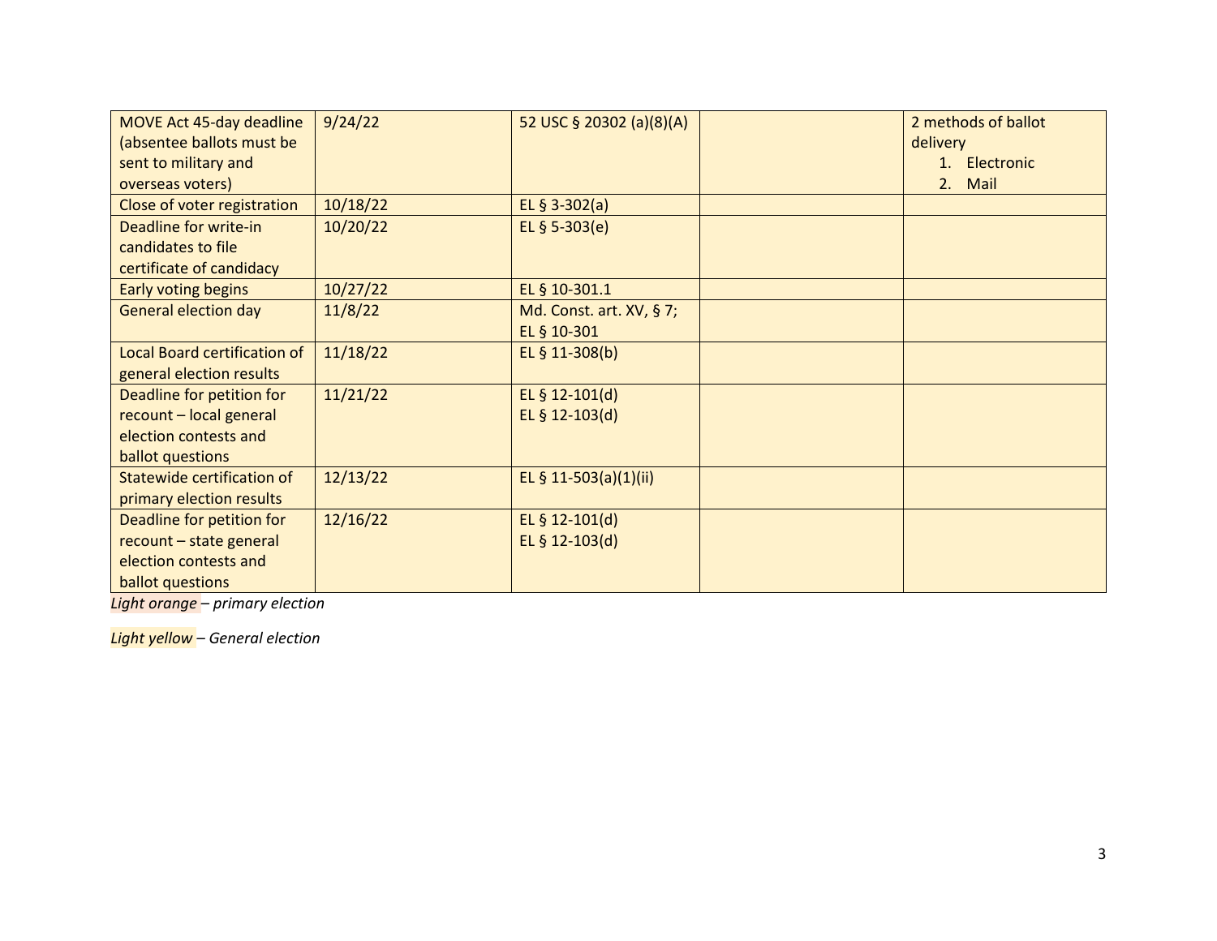| | | | | |
|---|---|---|---|---|
| MOVE Act 45-day deadline (absentee ballots must be sent to military and overseas voters) | 9/24/22 | 52 USC § 20302 (a)(8)(A) | | 2 methods of ballot delivery<br>1. Electronic<br>2. Mail |
| Close of voter registration | 10/18/22 | EL § 3-302(a) | | |
| Deadline for write-in candidates to file certificate of candidacy | 10/20/22 | EL § 5-303(e) | | |
| Early voting begins | 10/27/22 | EL § 10-301.1 | | |
| General election day | 11/8/22 | Md. Const. art. XV, § 7; EL § 10-301 | | |
| Local Board certification of general election results | 11/18/22 | EL § 11-308(b) | | |
| Deadline for petition for recount – local general election contests and ballot questions | 11/21/22 | EL § 12-101(d)<br>EL § 12-103(d) | | |
| Statewide certification of primary election results | 12/13/22 | EL § 11-503(a)(1)(ii) | | |
| Deadline for petition for recount – state general election contests and ballot questions | 12/16/22 | EL § 12-101(d)<br>EL § 12-103(d) | | |

*Light orange – primary election*

*Light yellow – General election*